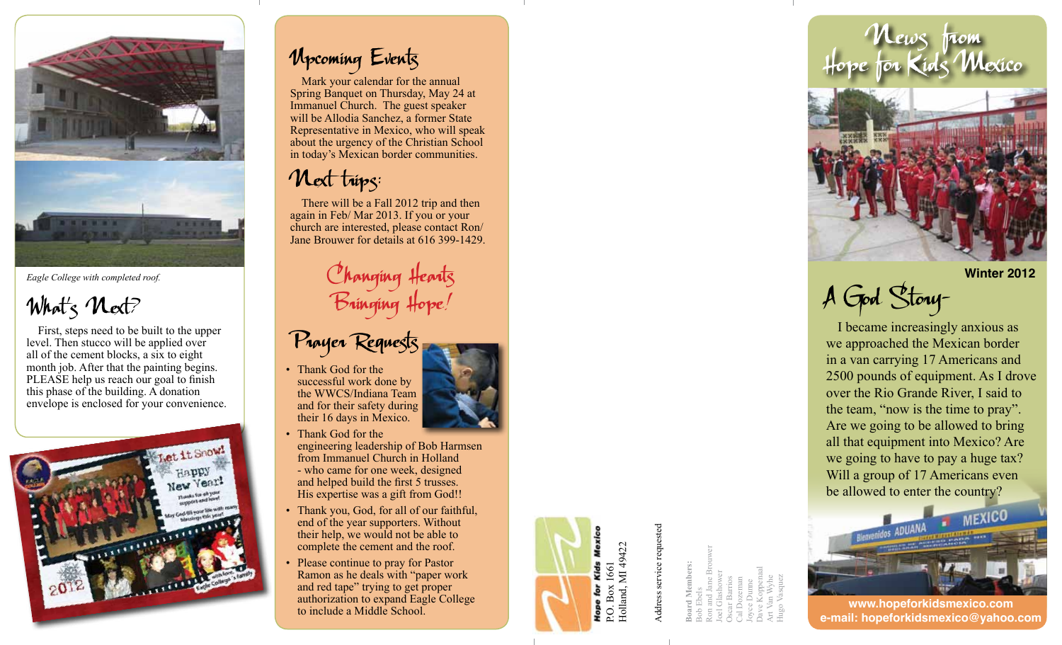*Eagle College with completed roof.*

## What's Next?

First, steps need to be built to the upper level. Then stucco will be applied over all of the cement blocks, a six to eight month job. After that the painting begins. PLEASE help us reach our goal to finish this phase of the building. A donation envelope is enclosed for your convenience.

## Upcoming Events

Mark your calendar for the annual Spring Banquet on Thursday, May 24 at Immanuel Church. The guest speaker will be Allodia Sanchez, a former State Representative in Mexico, who will speak about the urgency of the Christian School in today's Mexican border communities.

## Next trips:

There will be a Fall 2012 trip and then again in Feb/ Mar 2013. If you or your church are interested, please contact Ron/ Jane Brouwer for details at 616 399-1429.

**Changing Hearts Bringing Hope!**

## Prayer Requests

- Thank God for the successful work done by the WWCS/Indiana Team and for their safety during their 16 days in Mexico.
- Thank God for the engineering leadership of Bob Harmsen from Immanuel Church in Holland - who came for one week, designed and helped build the first 5 trusses. His expertise was a gift from God!!
- Thank you, God, for all of our faithful, end of the year supporters. Without their help, we would not be able to complete the cement and the roof.
- Please continue to pray for Pastor Ramon as he deals with "paper work and red tape" trying to get proper authorization to expand Eagle College to include a Middle School.

**Hope for Kids Mexico**
P.O. Box 1661
Holland, MI 49422

Address service requested

**Board Members:**
Bob Ebels
Ron and Jane Brouwer
Joel Glashower
Oscar Barrios
Cal Dozeman
Joyce Dunne
Dave Koppenaal
Art Van Wyhe
Hugo Vasquez

# News from Hope for Kids Mexico

**Winter 2012**

## A God Story-

I became increasingly anxious as we approached the Mexican border in a van carrying 17 Americans and 2500 pounds of equipment. As I drove over the Rio Grande River, I said to the team, "now is the time to pray". Are we going to be allowed to bring all that equipment into Mexico? Are we going to have to pay a huge tax? Will a group of 17 Americans even be allowed to enter the country?

**www.hopeforkidsmexico.com**
**e-mail: hopeforkidsmexico@yahoo.com**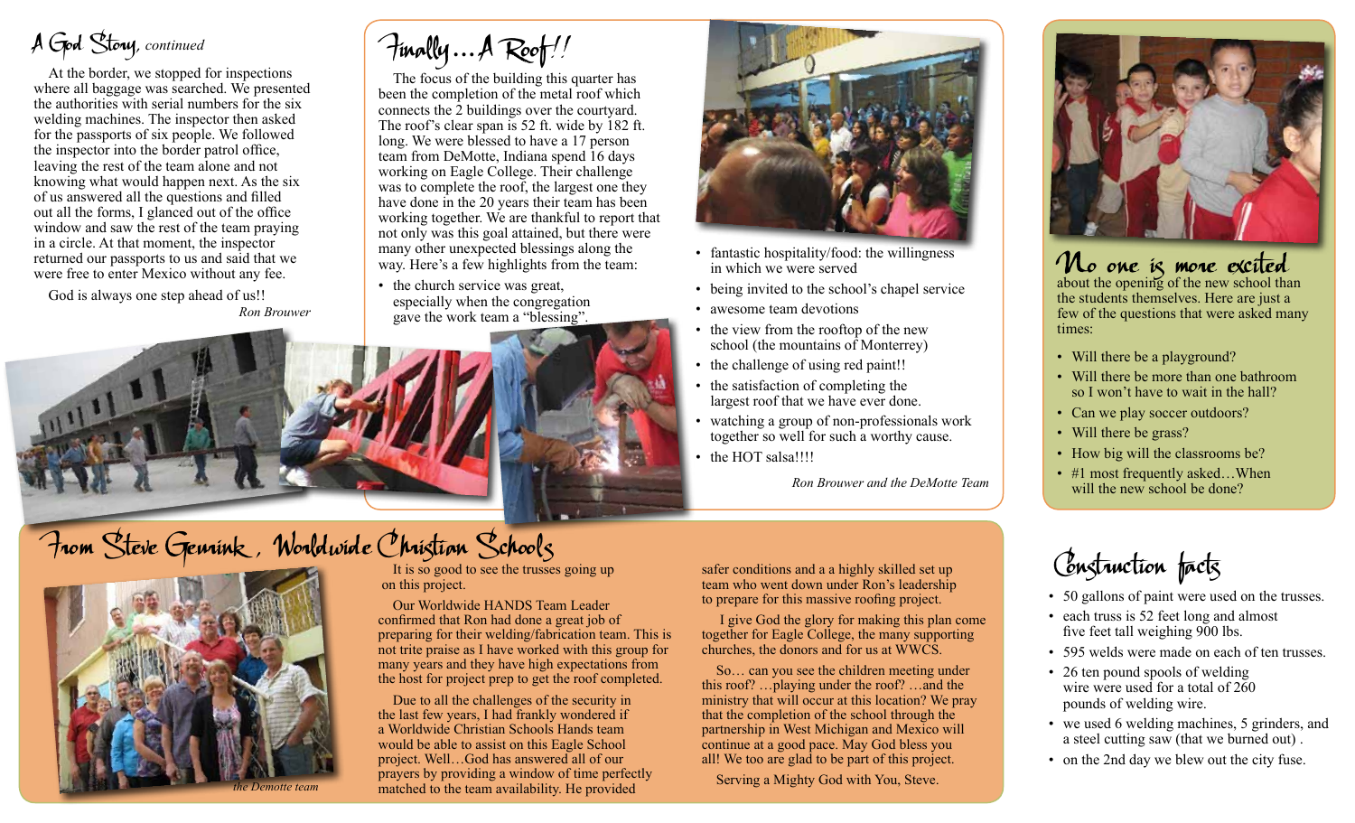## A God Story, *continued*

At the border, we stopped for inspections where all baggage was searched. We presented the authorities with serial numbers for the six welding machines. The inspector then asked for the passports of six people. We followed the inspector into the border patrol office, leaving the rest of the team alone and not knowing what would happen next. As the six of us answered all the questions and filled out all the forms, I glanced out of the office window and saw the rest of the team praying in a circle. At that moment, the inspector returned our passports to us and said that we were free to enter Mexico without any fee.

God is always one step ahead of us!!

*Ron Brouwer*

## Finally…A Roof!!

The focus of the building this quarter has been the completion of the metal roof which connects the 2 buildings over the courtyard. The roof's clear span is 52 ft. wide by 182 ft. long. We were blessed to have a 17 person team from DeMotte, Indiana spend 16 days working on Eagle College. Their challenge was to complete the roof, the largest one they have done in the 20 years their team has been working together. We are thankful to report that not only was this goal attained, but there were many other unexpected blessings along the way. Here's a few highlights from the team:

- the church service was great, especially when the congregation gave the work team a "blessing".
- fantastic hospitality/food: the willingness in which we were served
- being invited to the school's chapel service
- awesome team devotions
- the view from the rooftop of the new school (the mountains of Monterrey)
- the challenge of using red paint!!
- the satisfaction of completing the largest roof that we have ever done.
- watching a group of non-professionals work together so well for such a worthy cause.
- the HOT salsa!!!!

*Ron Brouwer and the DeMotte Team*

## No one is more excited

about the opening of the new school than the students themselves. Here are just a few of the questions that were asked many times:

- Will there be a playground?
- Will there be more than one bathroom so I won't have to wait in the hall?
- Can we play soccer outdoors?
- Will there be grass?
- How big will the classrooms be?
- #1 most frequently asked…When will the new school be done?

## From Steve Gemink, Worldwide Christian Schools

*the Demotte team*

It is so good to see the trusses going up on this project.

Our Worldwide HANDS Team Leader confirmed that Ron had done a great job of preparing for their welding/fabrication team. This is not trite praise as I have worked with this group for many years and they have high expectations from the host for project prep to get the roof completed.

Due to all the challenges of the security in the last few years, I had frankly wondered if a Worldwide Christian Schools Hands team would be able to assist on this Eagle School project. Well…God has answered all of our prayers by providing a window of time perfectly matched to the team availability. He provided safer conditions and a a highly skilled set up team who went down under Ron's leadership to prepare for this massive roofing project.

I give God the glory for making this plan come together for Eagle College, the many supporting churches, the donors and for us at WWCS.

So… can you see the children meeting under this roof? …playing under the roof? …and the ministry that will occur at this location? We pray that the completion of the school through the partnership in West Michigan and Mexico will continue at a good pace. May God bless you all! We too are glad to be part of this project.

Serving a Mighty God with You, Steve.

## Construction facts

- 50 gallons of paint were used on the trusses.
- each truss is 52 feet long and almost five feet tall weighing 900 lbs.
- 595 welds were made on each of ten trusses.
- 26 ten pound spools of welding wire were used for a total of 260 pounds of welding wire.
- we used 6 welding machines, 5 grinders, and a steel cutting saw (that we burned out) .
- on the 2nd day we blew out the city fuse.